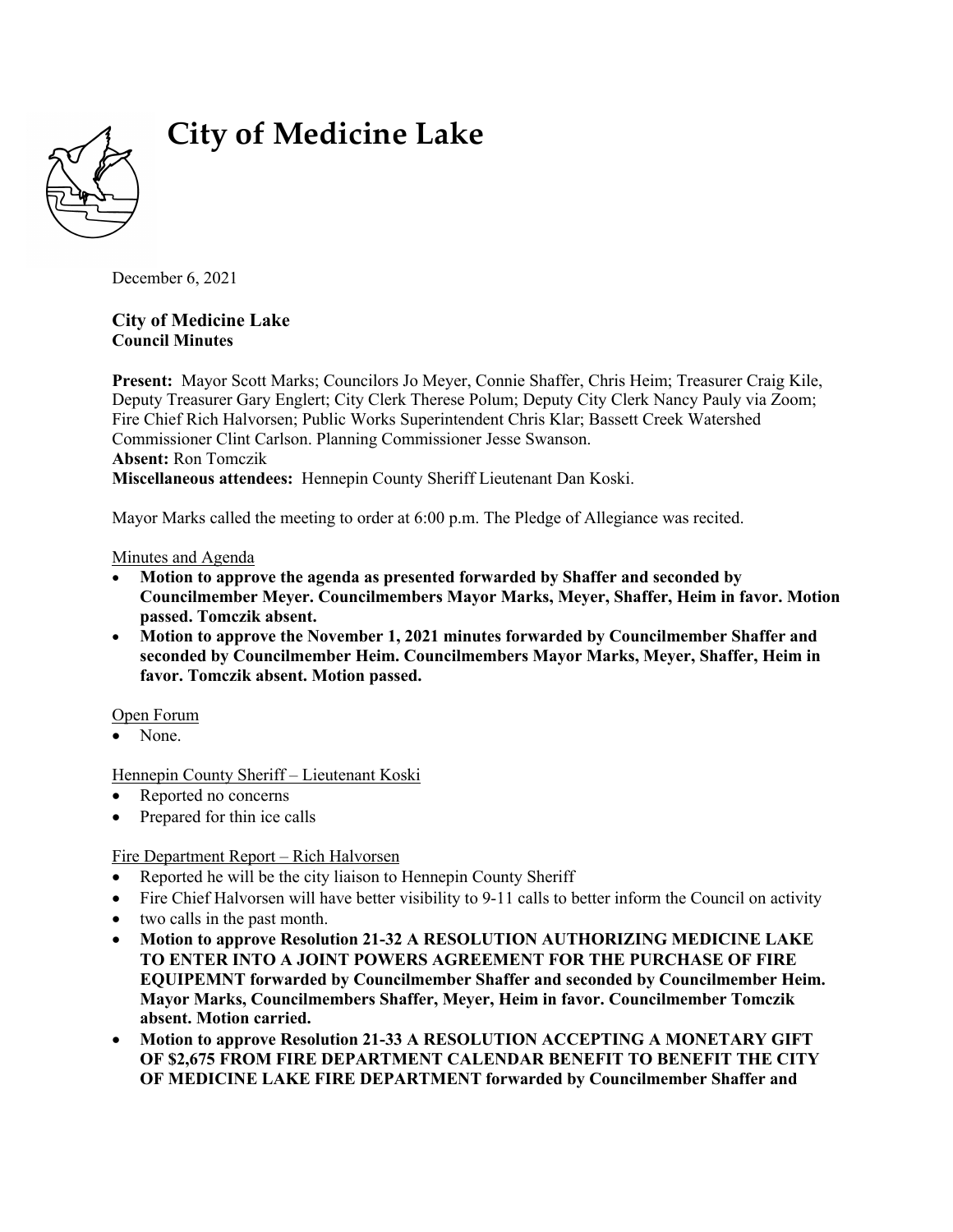# City of Medicine Lake

December 6, 2021

**City of Medicine Lake**
**Council Minutes**

**Present:** Mayor Scott Marks; Councilors Jo Meyer, Connie Shaffer, Chris Heim; Treasurer Craig Kile, Deputy Treasurer Gary Englert; City Clerk Therese Polum; Deputy City Clerk Nancy Pauly via Zoom; Fire Chief Rich Halvorsen; Public Works Superintendent Chris Klar; Bassett Creek Watershed Commissioner Clint Carlson. Planning Commissioner Jesse Swanson.
**Absent:** Ron Tomczik
**Miscellaneous attendees:** Hennepin County Sheriff Lieutenant Dan Koski.

Mayor Marks called the meeting to order at 6:00 p.m. The Pledge of Allegiance was recited.

Minutes and Agenda

- **Motion to approve the agenda as presented forwarded by Shaffer and seconded by Councilmember Meyer. Councilmembers Mayor Marks, Meyer, Shaffer, Heim in favor. Motion passed. Tomczik absent.**
- **Motion to approve the November 1, 2021 minutes forwarded by Councilmember Shaffer and seconded by Councilmember Heim. Councilmembers Mayor Marks, Meyer, Shaffer, Heim in favor. Tomczik absent. Motion passed.**

Open Forum

- None.

Hennepin County Sheriff – Lieutenant Koski

- Reported no concerns
- Prepared for thin ice calls

Fire Department Report – Rich Halvorsen

- Reported he will be the city liaison to Hennepin County Sheriff
- Fire Chief Halvorsen will have better visibility to 9-11 calls to better inform the Council on activity
- two calls in the past month.
- **Motion to approve Resolution 21-32 A RESOLUTION AUTHORIZING MEDICINE LAKE TO ENTER INTO A JOINT POWERS AGREEMENT FOR THE PURCHASE OF FIRE EQUIPEMNT forwarded by Councilmember Shaffer and seconded by Councilmember Heim. Mayor Marks, Councilmembers Shaffer, Meyer, Heim in favor. Councilmember Tomczik absent. Motion carried.**
- **Motion to approve Resolution 21-33 A RESOLUTION ACCEPTING A MONETARY GIFT OF $2,675 FROM FIRE DEPARTMENT CALENDAR BENEFIT TO BENEFIT THE CITY OF MEDICINE LAKE FIRE DEPARTMENT forwarded by Councilmember Shaffer and**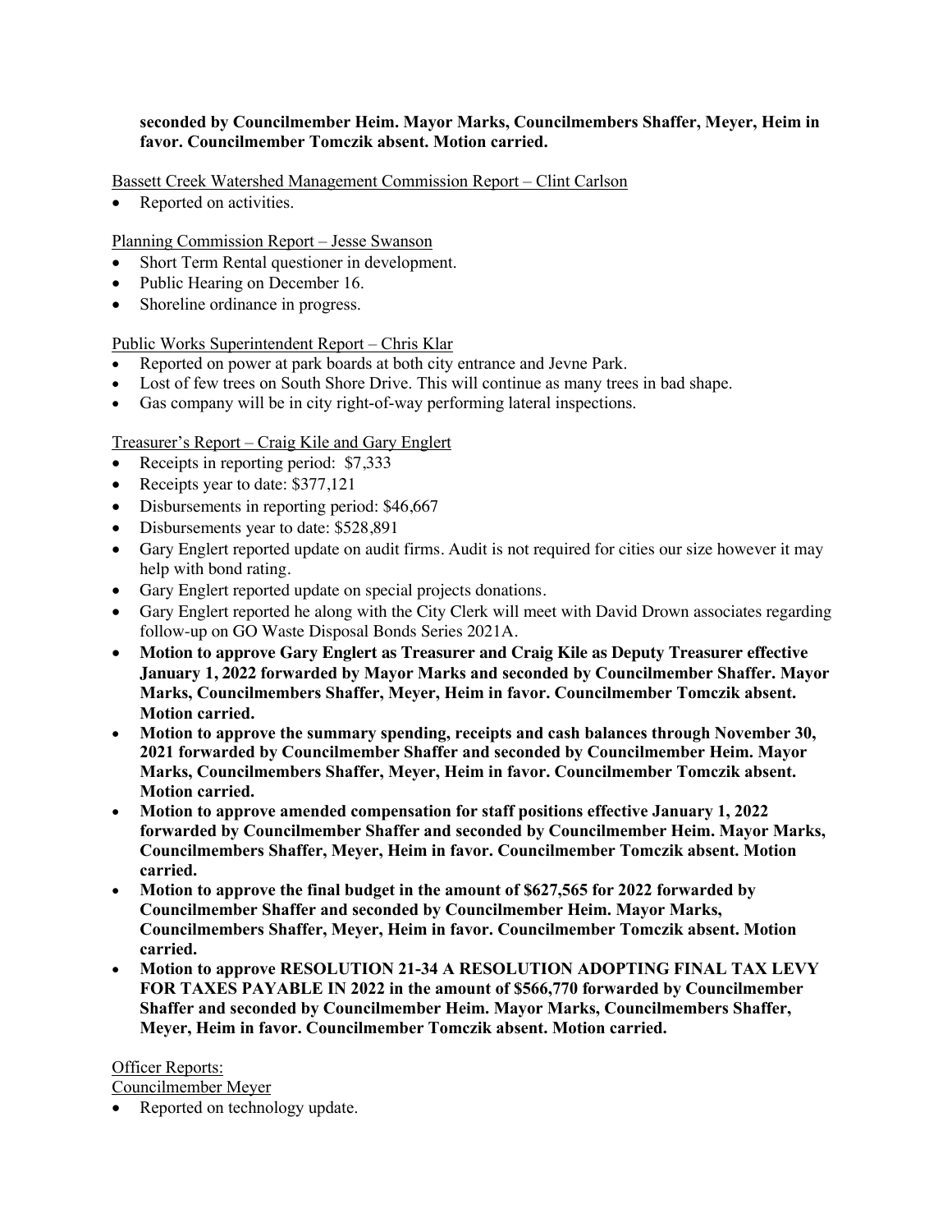**seconded by Councilmember Heim. Mayor Marks, Councilmembers Shaffer, Meyer, Heim in favor. Councilmember Tomczik absent. Motion carried.**

Bassett Creek Watershed Management Commission Report – Clint Carlson

- Reported on activities.

Planning Commission Report – Jesse Swanson

- Short Term Rental questioner in development.
- Public Hearing on December 16.
- Shoreline ordinance in progress.

Public Works Superintendent Report – Chris Klar

- Reported on power at park boards at both city entrance and Jevne Park.
- Lost of few trees on South Shore Drive. This will continue as many trees in bad shape.
- Gas company will be in city right-of-way performing lateral inspections.

Treasurer's Report – Craig Kile and Gary Englert

- Receipts in reporting period: $7,333
- Receipts year to date: $377,121
- Disbursements in reporting period: $46,667
- Disbursements year to date: $528,891
- Gary Englert reported update on audit firms. Audit is not required for cities our size however it may help with bond rating.
- Gary Englert reported update on special projects donations.
- Gary Englert reported he along with the City Clerk will meet with David Drown associates regarding follow-up on GO Waste Disposal Bonds Series 2021A.
- **Motion to approve Gary Englert as Treasurer and Craig Kile as Deputy Treasurer effective January 1, 2022 forwarded by Mayor Marks and seconded by Councilmember Shaffer. Mayor Marks, Councilmembers Shaffer, Meyer, Heim in favor. Councilmember Tomczik absent. Motion carried.**
- **Motion to approve the summary spending, receipts and cash balances through November 30, 2021 forwarded by Councilmember Shaffer and seconded by Councilmember Heim. Mayor Marks, Councilmembers Shaffer, Meyer, Heim in favor. Councilmember Tomczik absent. Motion carried.**
- **Motion to approve amended compensation for staff positions effective January 1, 2022 forwarded by Councilmember Shaffer and seconded by Councilmember Heim. Mayor Marks, Councilmembers Shaffer, Meyer, Heim in favor. Councilmember Tomczik absent. Motion carried.**
- **Motion to approve the final budget in the amount of $627,565 for 2022 forwarded by Councilmember Shaffer and seconded by Councilmember Heim. Mayor Marks, Councilmembers Shaffer, Meyer, Heim in favor. Councilmember Tomczik absent. Motion carried.**
- **Motion to approve RESOLUTION 21-34 A RESOLUTION ADOPTING FINAL TAX LEVY FOR TAXES PAYABLE IN 2022 in the amount of $566,770 forwarded by Councilmember Shaffer and seconded by Councilmember Heim. Mayor Marks, Councilmembers Shaffer, Meyer, Heim in favor. Councilmember Tomczik absent. Motion carried.**

Officer Reports:

Councilmember Meyer

- Reported on technology update.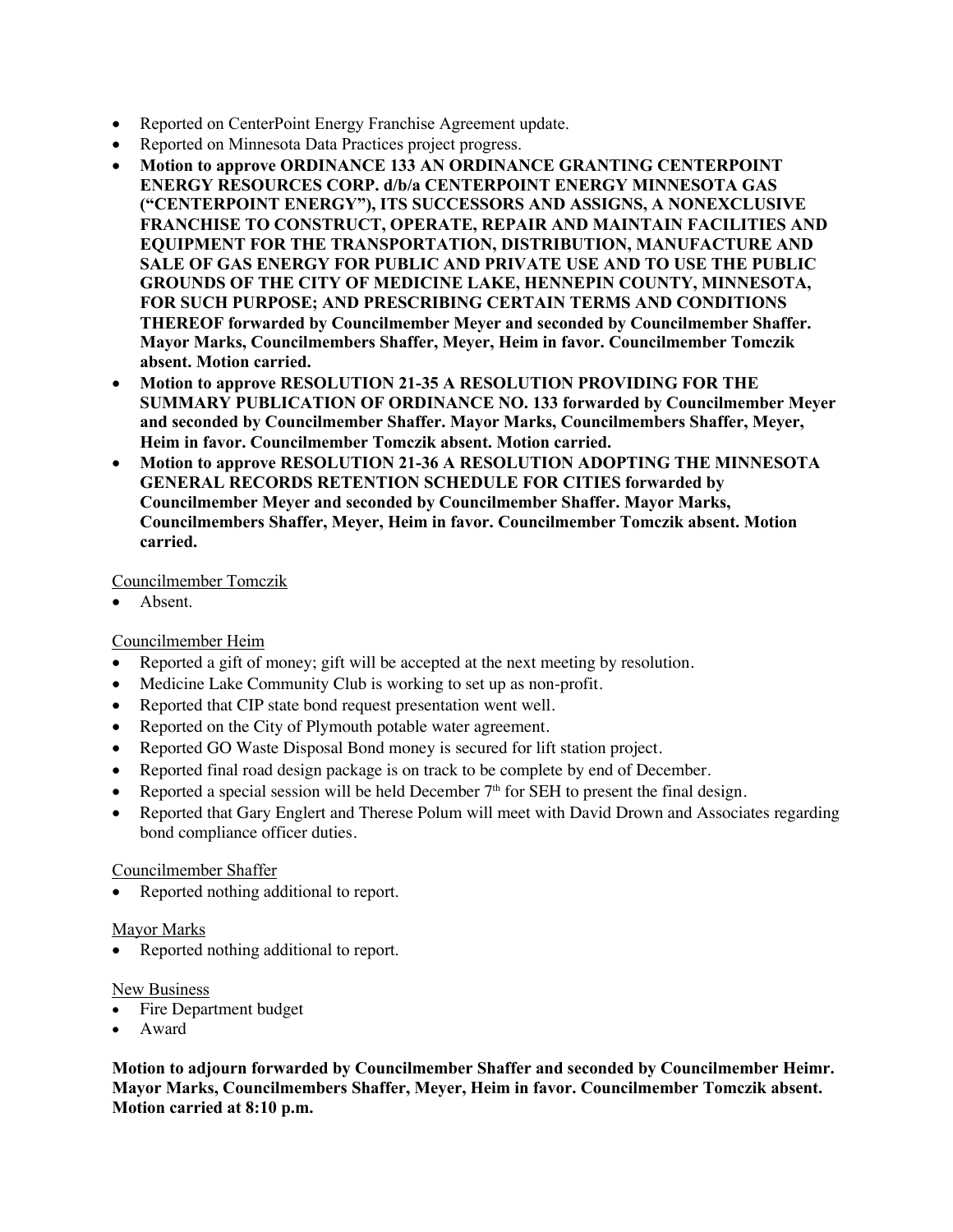- Reported on CenterPoint Energy Franchise Agreement update.
- Reported on Minnesota Data Practices project progress.
- **Motion to approve ORDINANCE 133 AN ORDINANCE GRANTING CENTERPOINT ENERGY RESOURCES CORP. d/b/a CENTERPOINT ENERGY MINNESOTA GAS ("CENTERPOINT ENERGY"), ITS SUCCESSORS AND ASSIGNS, A NONEXCLUSIVE FRANCHISE TO CONSTRUCT, OPERATE, REPAIR AND MAINTAIN FACILITIES AND EQUIPMENT FOR THE TRANSPORTATION, DISTRIBUTION, MANUFACTURE AND SALE OF GAS ENERGY FOR PUBLIC AND PRIVATE USE AND TO USE THE PUBLIC GROUNDS OF THE CITY OF MEDICINE LAKE, HENNEPIN COUNTY, MINNESOTA, FOR SUCH PURPOSE; AND PRESCRIBING CERTAIN TERMS AND CONDITIONS THEREOF forwarded by Councilmember Meyer and seconded by Councilmember Shaffer. Mayor Marks, Councilmembers Shaffer, Meyer, Heim in favor. Councilmember Tomczik absent. Motion carried.**
- **Motion to approve RESOLUTION 21-35 A RESOLUTION PROVIDING FOR THE SUMMARY PUBLICATION OF ORDINANCE NO. 133 forwarded by Councilmember Meyer and seconded by Councilmember Shaffer. Mayor Marks, Councilmembers Shaffer, Meyer, Heim in favor. Councilmember Tomczik absent. Motion carried.**
- **Motion to approve RESOLUTION 21-36 A RESOLUTION ADOPTING THE MINNESOTA GENERAL RECORDS RETENTION SCHEDULE FOR CITIES forwarded by Councilmember Meyer and seconded by Councilmember Shaffer. Mayor Marks, Councilmembers Shaffer, Meyer, Heim in favor. Councilmember Tomczik absent. Motion carried.**

Councilmember Tomczik

- Absent.

Councilmember Heim

- Reported a gift of money; gift will be accepted at the next meeting by resolution.
- Medicine Lake Community Club is working to set up as non-profit.
- Reported that CIP state bond request presentation went well.
- Reported on the City of Plymouth potable water agreement.
- Reported GO Waste Disposal Bond money is secured for lift station project.
- Reported final road design package is on track to be complete by end of December.
- Reported a special session will be held December 7th for SEH to present the final design.
- Reported that Gary Englert and Therese Polum will meet with David Drown and Associates regarding bond compliance officer duties.

Councilmember Shaffer

- Reported nothing additional to report.

Mayor Marks

- Reported nothing additional to report.

New Business

- Fire Department budget
- Award

**Motion to adjourn forwarded by Councilmember Shaffer and seconded by Councilmember Heimr. Mayor Marks, Councilmembers Shaffer, Meyer, Heim in favor. Councilmember Tomczik absent. Motion carried at 8:10 p.m.**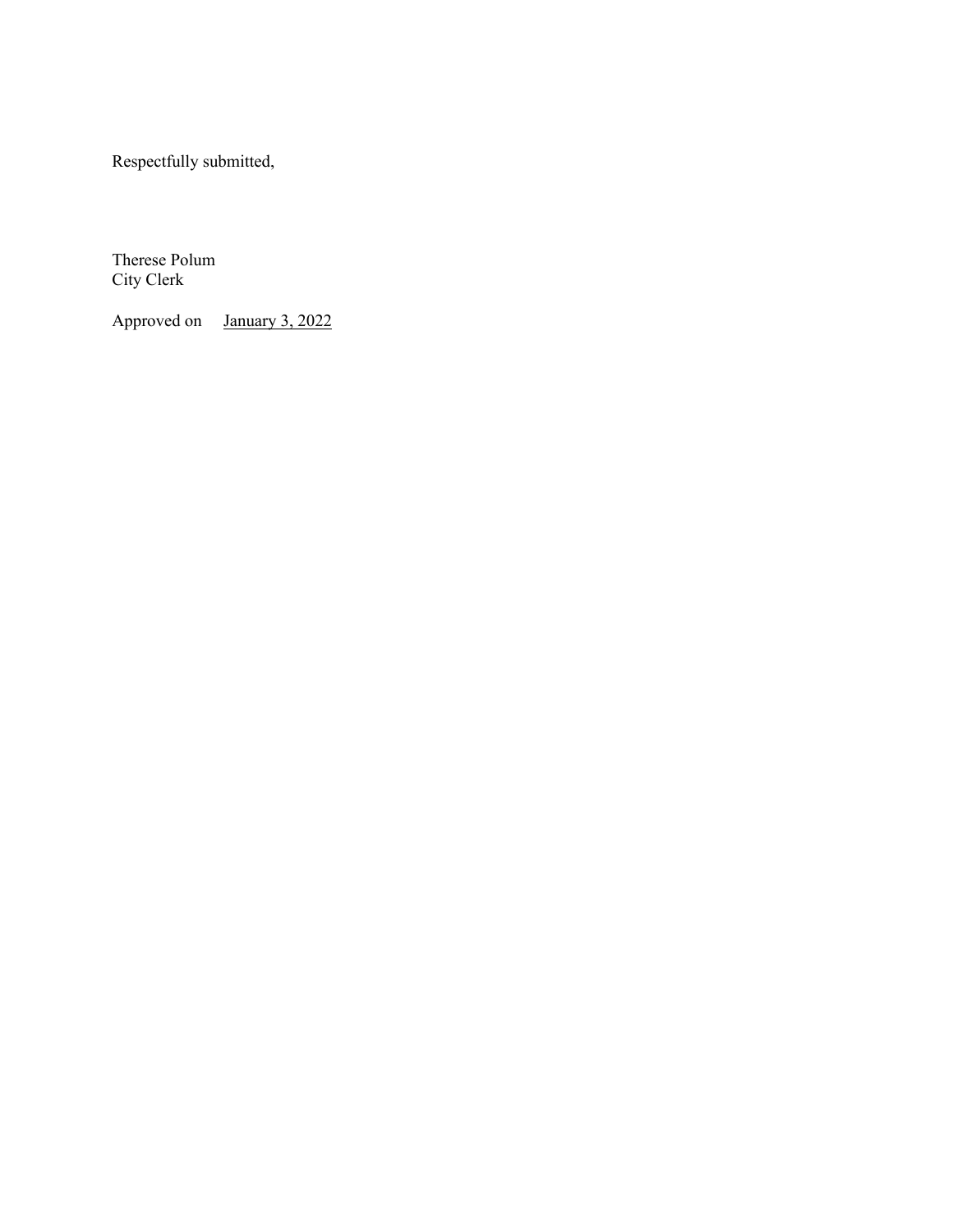Respectfully submitted,

Therese Polum
City Clerk

Approved on <u>January 3, 2022</u>